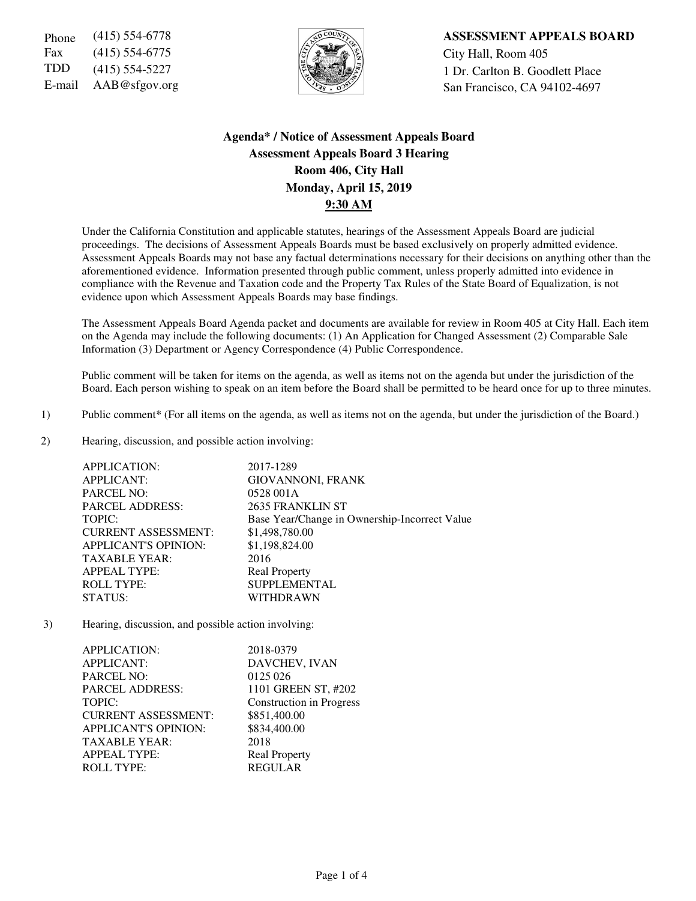Phone (415) 554-6778
Fax (415) 554-6775
TDD (415) 554-5227
E-mail AAB@sfgov.org

**ASSESSMENT APPEALS BOARD**
City Hall, Room 405
1 Dr. Carlton B. Goodlett Place
San Francisco, CA 94102-4697

## Agenda* / Notice of Assessment Appeals Board
## Assessment Appeals Board 3 Hearing
## Room 406, City Hall
## Monday, April 15, 2019
## 9:30 AM

Under the California Constitution and applicable statutes, hearings of the Assessment Appeals Board are judicial proceedings. The decisions of Assessment Appeals Boards must be based exclusively on properly admitted evidence. Assessment Appeals Boards may not base any factual determinations necessary for their decisions on anything other than the aforementioned evidence. Information presented through public comment, unless properly admitted into evidence in compliance with the Revenue and Taxation code and the Property Tax Rules of the State Board of Equalization, is not evidence upon which Assessment Appeals Boards may base findings.

The Assessment Appeals Board Agenda packet and documents are available for review in Room 405 at City Hall. Each item on the Agenda may include the following documents: (1) An Application for Changed Assessment (2) Comparable Sale Information (3) Department or Agency Correspondence (4) Public Correspondence.

Public comment will be taken for items on the agenda, as well as items not on the agenda but under the jurisdiction of the Board. Each person wishing to speak on an item before the Board shall be permitted to be heard once for up to three minutes.

1) Public comment* (For all items on the agenda, as well as items not on the agenda, but under the jurisdiction of the Board.)

2) Hearing, discussion, and possible action involving:

| | |
|---|---|
| APPLICATION: | 2017-1289 |
| APPLICANT: | GIOVANNONI, FRANK |
| PARCEL NO: | 0528 001A |
| PARCEL ADDRESS: | 2635 FRANKLIN ST |
| TOPIC: | Base Year/Change in Ownership-Incorrect Value |
| CURRENT ASSESSMENT: | $1,498,780.00 |
| APPLICANT'S OPINION: | $1,198,824.00 |
| TAXABLE YEAR: | 2016 |
| APPEAL TYPE: | Real Property |
| ROLL TYPE: | SUPPLEMENTAL |
| STATUS: | WITHDRAWN |

3) Hearing, discussion, and possible action involving:

| | |
|---|---|
| APPLICATION: | 2018-0379 |
| APPLICANT: | DAVCHEV, IVAN |
| PARCEL NO: | 0125 026 |
| PARCEL ADDRESS: | 1101 GREEN ST, #202 |
| TOPIC: | Construction in Progress |
| CURRENT ASSESSMENT: | $851,400.00 |
| APPLICANT'S OPINION: | $834,400.00 |
| TAXABLE YEAR: | 2018 |
| APPEAL TYPE: | Real Property |
| ROLL TYPE: | REGULAR |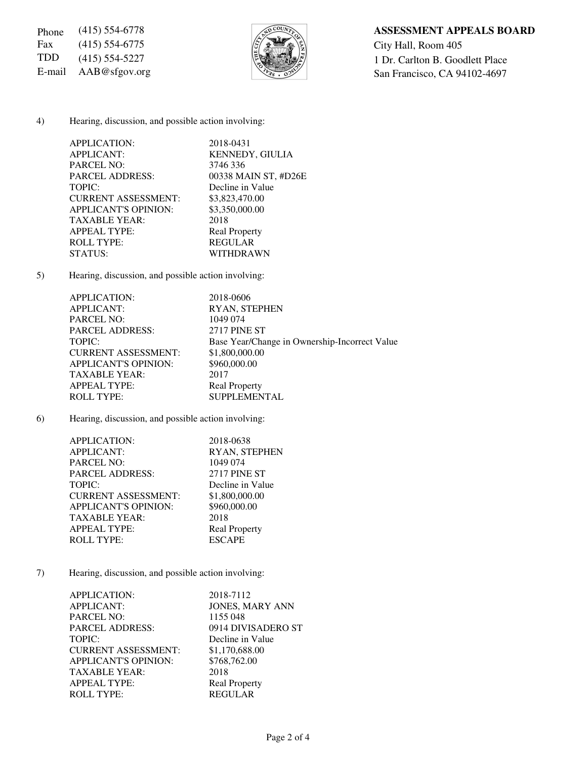Phone (415) 554-6778
Fax (415) 554-6775
TDD (415) 554-5227
E-mail AAB@sfgov.org

**ASSESSMENT APPEALS BOARD**
City Hall, Room 405
1 Dr. Carlton B. Goodlett Place
San Francisco, CA 94102-4697

4) Hearing, discussion, and possible action involving:

| | |
|---|---|
| APPLICATION: | 2018-0431 |
| APPLICANT: | KENNEDY, GIULIA |
| PARCEL NO: | 3746 336 |
| PARCEL ADDRESS: | 00338 MAIN ST, #D26E |
| TOPIC: | Decline in Value |
| CURRENT ASSESSMENT: | $3,823,470.00 |
| APPLICANT'S OPINION: | $3,350,000.00 |
| TAXABLE YEAR: | 2018 |
| APPEAL TYPE: | Real Property |
| ROLL TYPE: | REGULAR |
| STATUS: | WITHDRAWN |

5) Hearing, discussion, and possible action involving:

| | |
|---|---|
| APPLICATION: | 2018-0606 |
| APPLICANT: | RYAN, STEPHEN |
| PARCEL NO: | 1049 074 |
| PARCEL ADDRESS: | 2717 PINE ST |
| TOPIC: | Base Year/Change in Ownership-Incorrect Value |
| CURRENT ASSESSMENT: | $1,800,000.00 |
| APPLICANT'S OPINION: | $960,000.00 |
| TAXABLE YEAR: | 2017 |
| APPEAL TYPE: | Real Property |
| ROLL TYPE: | SUPPLEMENTAL |

6) Hearing, discussion, and possible action involving:

| | |
|---|---|
| APPLICATION: | 2018-0638 |
| APPLICANT: | RYAN, STEPHEN |
| PARCEL NO: | 1049 074 |
| PARCEL ADDRESS: | 2717 PINE ST |
| TOPIC: | Decline in Value |
| CURRENT ASSESSMENT: | $1,800,000.00 |
| APPLICANT'S OPINION: | $960,000.00 |
| TAXABLE YEAR: | 2018 |
| APPEAL TYPE: | Real Property |
| ROLL TYPE: | ESCAPE |

7) Hearing, discussion, and possible action involving:

| | |
|---|---|
| APPLICATION: | 2018-7112 |
| APPLICANT: | JONES, MARY ANN |
| PARCEL NO: | 1155 048 |
| PARCEL ADDRESS: | 0914 DIVISADERO ST |
| TOPIC: | Decline in Value |
| CURRENT ASSESSMENT: | $1,170,688.00 |
| APPLICANT'S OPINION: | $768,762.00 |
| TAXABLE YEAR: | 2018 |
| APPEAL TYPE: | Real Property |
| ROLL TYPE: | REGULAR |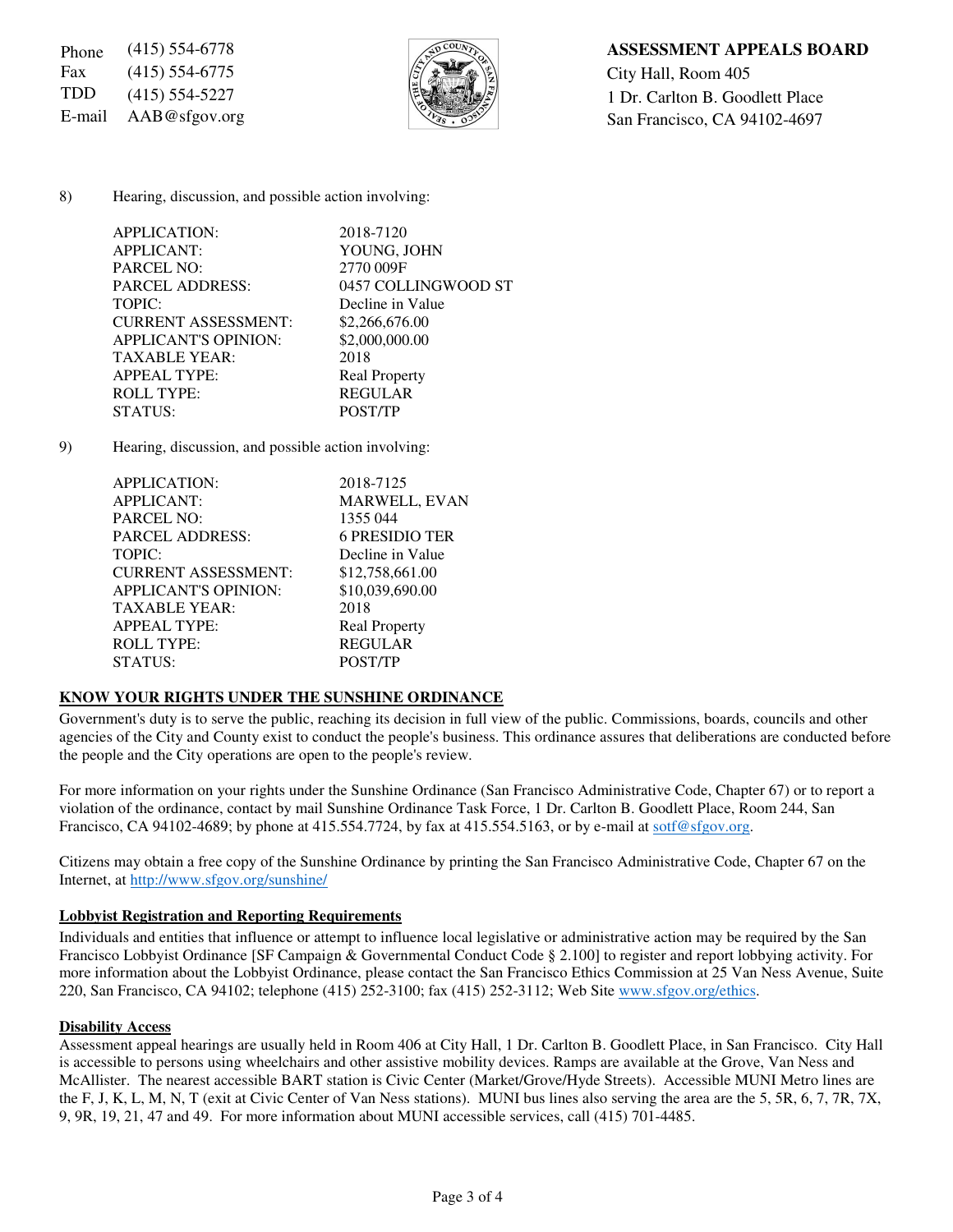| | |
|---|---|
| Phone | (415) 554-6778 |
| Fax | (415) 554-6775 |
| TDD | (415) 554-5227 |
| E-mail | AAB@sfgov.org |

**ASSESSMENT APPEALS BOARD**
City Hall, Room 405
1 Dr. Carlton B. Goodlett Place
San Francisco, CA 94102-4697

8) Hearing, discussion, and possible action involving:

| | |
|---|---|
| APPLICATION: | 2018-7120 |
| APPLICANT: | YOUNG, JOHN |
| PARCEL NO: | 2770 009F |
| PARCEL ADDRESS: | 0457 COLLINGWOOD ST |
| TOPIC: | Decline in Value |
| CURRENT ASSESSMENT: | $2,266,676.00 |
| APPLICANT'S OPINION: | $2,000,000.00 |
| TAXABLE YEAR: | 2018 |
| APPEAL TYPE: | Real Property |
| ROLL TYPE: | REGULAR |
| STATUS: | POST/TP |

9) Hearing, discussion, and possible action involving:

| | |
|---|---|
| APPLICATION: | 2018-7125 |
| APPLICANT: | MARWELL, EVAN |
| PARCEL NO: | 1355 044 |
| PARCEL ADDRESS: | 6 PRESIDIO TER |
| TOPIC: | Decline in Value |
| CURRENT ASSESSMENT: | $12,758,661.00 |
| APPLICANT'S OPINION: | $10,039,690.00 |
| TAXABLE YEAR: | 2018 |
| APPEAL TYPE: | Real Property |
| ROLL TYPE: | REGULAR |
| STATUS: | POST/TP |

**KNOW YOUR RIGHTS UNDER THE SUNSHINE ORDINANCE**

Government's duty is to serve the public, reaching its decision in full view of the public. Commissions, boards, councils and other agencies of the City and County exist to conduct the people's business. This ordinance assures that deliberations are conducted before the people and the City operations are open to the people's review.

For more information on your rights under the Sunshine Ordinance (San Francisco Administrative Code, Chapter 67) or to report a violation of the ordinance, contact by mail Sunshine Ordinance Task Force, 1 Dr. Carlton B. Goodlett Place, Room 244, San Francisco, CA 94102-4689; by phone at 415.554.7724, by fax at 415.554.5163, or by e-mail at sotf@sfgov.org.

Citizens may obtain a free copy of the Sunshine Ordinance by printing the San Francisco Administrative Code, Chapter 67 on the Internet, at http://www.sfgov.org/sunshine/

**Lobbyist Registration and Reporting Requirements**

Individuals and entities that influence or attempt to influence local legislative or administrative action may be required by the San Francisco Lobbyist Ordinance [SF Campaign & Governmental Conduct Code § 2.100] to register and report lobbying activity. For more information about the Lobbyist Ordinance, please contact the San Francisco Ethics Commission at 25 Van Ness Avenue, Suite 220, San Francisco, CA 94102; telephone (415) 252-3100; fax (415) 252-3112; Web Site www.sfgov.org/ethics.

**Disability Access**

Assessment appeal hearings are usually held in Room 406 at City Hall, 1 Dr. Carlton B. Goodlett Place, in San Francisco. City Hall is accessible to persons using wheelchairs and other assistive mobility devices. Ramps are available at the Grove, Van Ness and McAllister. The nearest accessible BART station is Civic Center (Market/Grove/Hyde Streets). Accessible MUNI Metro lines are the F, J, K, L, M, N, T (exit at Civic Center of Van Ness stations). MUNI bus lines also serving the area are the 5, 5R, 6, 7, 7R, 7X, 9, 9R, 19, 21, 47 and 49. For more information about MUNI accessible services, call (415) 701-4485.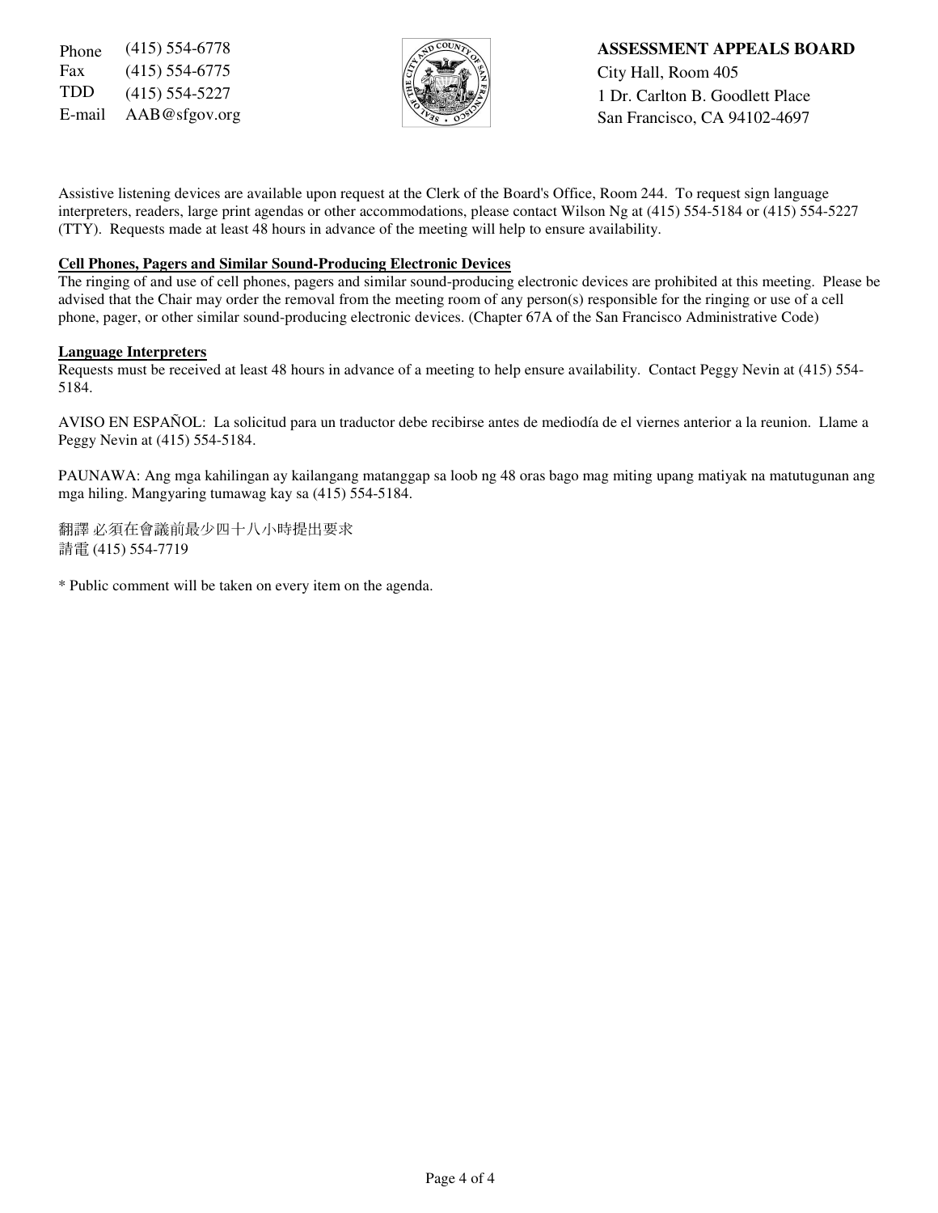| | |
|---|---|
| Phone | (415) 554-6778 |
| Fax | (415) 554-6775 |
| TDD | (415) 554-5227 |
| E-mail | AAB@sfgov.org |

**ASSESSMENT APPEALS BOARD**
City Hall, Room 405
1 Dr. Carlton B. Goodlett Place
San Francisco, CA 94102-4697

Assistive listening devices are available upon request at the Clerk of the Board's Office, Room 244. To request sign language interpreters, readers, large print agendas or other accommodations, please contact Wilson Ng at (415) 554-5184 or (415) 554-5227 (TTY). Requests made at least 48 hours in advance of the meeting will help to ensure availability.

**Cell Phones, Pagers and Similar Sound-Producing Electronic Devices**

The ringing of and use of cell phones, pagers and similar sound-producing electronic devices are prohibited at this meeting. Please be advised that the Chair may order the removal from the meeting room of any person(s) responsible for the ringing or use of a cell phone, pager, or other similar sound-producing electronic devices. (Chapter 67A of the San Francisco Administrative Code)

**Language Interpreters**

Requests must be received at least 48 hours in advance of a meeting to help ensure availability. Contact Peggy Nevin at (415) 554-5184.

AVISO EN ESPAÑOL: La solicitud para un traductor debe recibirse antes de mediodía de el viernes anterior a la reunion. Llame a Peggy Nevin at (415) 554-5184.

PAUNAWA: Ang mga kahilingan ay kailangang matanggap sa loob ng 48 oras bago mag miting upang matiyak na matutugunan ang mga hiling. Mangyaring tumawag kay sa (415) 554-5184.

翻譯 必須在會議前最少四十八小時提出要求
請電 (415) 554-7719

* Public comment will be taken on every item on the agenda.